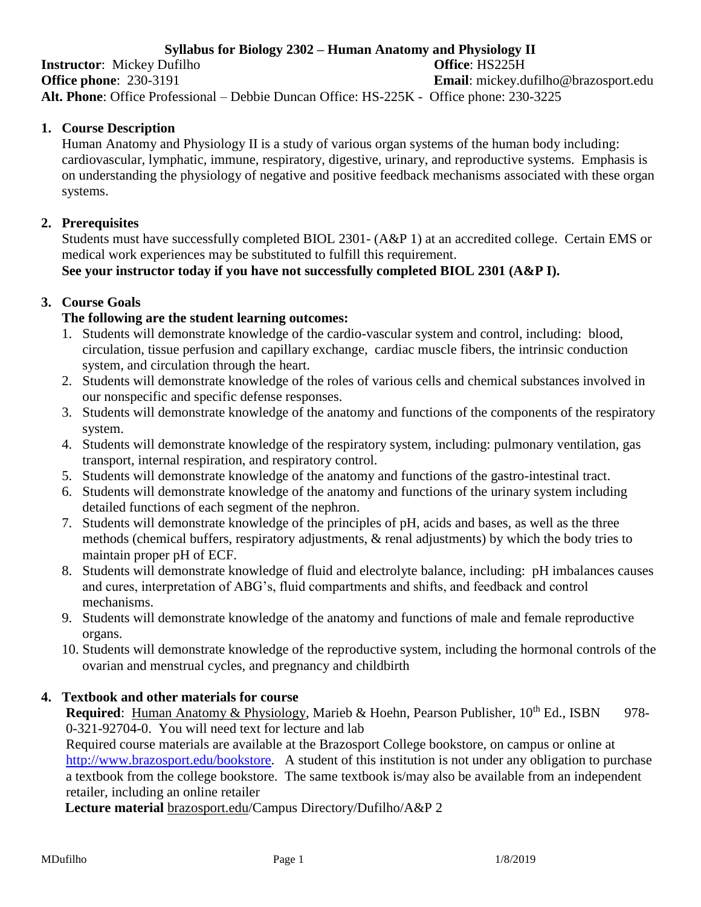# Syllabus for Biology 2302 – Human Anatomy and Physiology II

**Instructor**: Mickey Dufilho **Office**: HS225H
**Office phone**: 230-3191 **Email**: mickey.dufilho@brazosport.edu
**Alt. Phone**: Office Professional – Debbie Duncan Office: HS-225K - Office phone: 230-3225

## 1. Course Description

Human Anatomy and Physiology II is a study of various organ systems of the human body including: cardiovascular, lymphatic, immune, respiratory, digestive, urinary, and reproductive systems. Emphasis is on understanding the physiology of negative and positive feedback mechanisms associated with these organ systems.

## 2. Prerequisites

Students must have successfully completed BIOL 2301- (A&P 1) at an accredited college. Certain EMS or medical work experiences may be substituted to fulfill this requirement.
**See your instructor today if you have not successfully completed BIOL 2301 (A&P I).**

## 3. Course Goals

**The following are the student learning outcomes:**

1. Students will demonstrate knowledge of the cardio-vascular system and control, including: blood, circulation, tissue perfusion and capillary exchange, cardiac muscle fibers, the intrinsic conduction system, and circulation through the heart.
2. Students will demonstrate knowledge of the roles of various cells and chemical substances involved in our nonspecific and specific defense responses.
3. Students will demonstrate knowledge of the anatomy and functions of the components of the respiratory system.
4. Students will demonstrate knowledge of the respiratory system, including: pulmonary ventilation, gas transport, internal respiration, and respiratory control.
5. Students will demonstrate knowledge of the anatomy and functions of the gastro-intestinal tract.
6. Students will demonstrate knowledge of the anatomy and functions of the urinary system including detailed functions of each segment of the nephron.
7. Students will demonstrate knowledge of the principles of pH, acids and bases, as well as the three methods (chemical buffers, respiratory adjustments, & renal adjustments) by which the body tries to maintain proper pH of ECF.
8. Students will demonstrate knowledge of fluid and electrolyte balance, including: pH imbalances causes and cures, interpretation of ABG's, fluid compartments and shifts, and feedback and control mechanisms.
9. Students will demonstrate knowledge of the anatomy and functions of male and female reproductive organs.
10. Students will demonstrate knowledge of the reproductive system, including the hormonal controls of the ovarian and menstrual cycles, and pregnancy and childbirth

## 4. Textbook and other materials for course

**Required**: Human Anatomy & Physiology, Marieb & Hoehn, Pearson Publisher, 10th Ed., ISBN 978-0-321-92704-0. You will need text for lecture and lab

Required course materials are available at the Brazosport College bookstore, on campus or online at http://www.brazosport.edu/bookstore. A student of this institution is not under any obligation to purchase a textbook from the college bookstore. The same textbook is/may also be available from an independent retailer, including an online retailer

**Lecture material** brazosport.edu/Campus Directory/Dufilho/A&P 2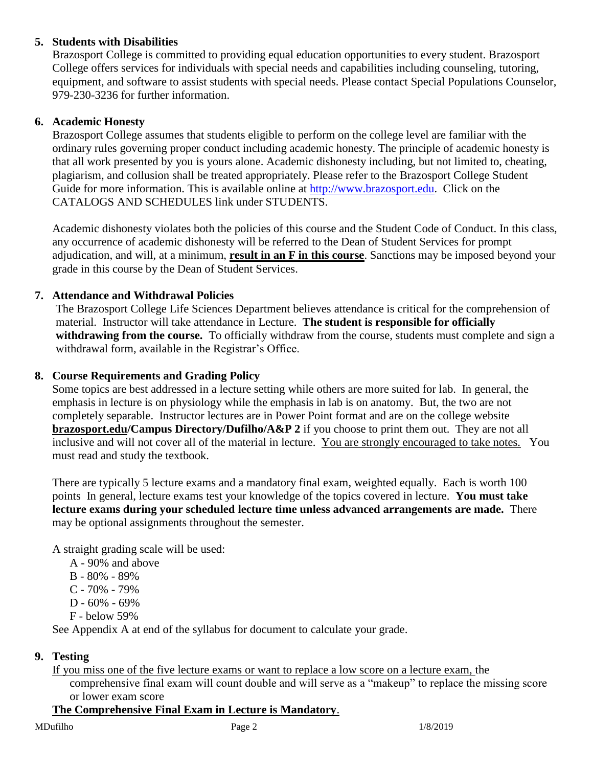## 5. Students with Disabilities

Brazosport College is committed to providing equal education opportunities to every student. Brazosport College offers services for individuals with special needs and capabilities including counseling, tutoring, equipment, and software to assist students with special needs. Please contact Special Populations Counselor, 979-230-3236 for further information.

## 6. Academic Honesty

Brazosport College assumes that students eligible to perform on the college level are familiar with the ordinary rules governing proper conduct including academic honesty. The principle of academic honesty is that all work presented by you is yours alone. Academic dishonesty including, but not limited to, cheating, plagiarism, and collusion shall be treated appropriately. Please refer to the Brazosport College Student Guide for more information. This is available online at http://www.brazosport.edu. Click on the CATALOGS AND SCHEDULES link under STUDENTS.

Academic dishonesty violates both the policies of this course and the Student Code of Conduct. In this class, any occurrence of academic dishonesty will be referred to the Dean of Student Services for prompt adjudication, and will, at a minimum, **result in an F in this course**. Sanctions may be imposed beyond your grade in this course by the Dean of Student Services.

## 7. Attendance and Withdrawal Policies

The Brazosport College Life Sciences Department believes attendance is critical for the comprehension of material. Instructor will take attendance in Lecture. **The student is responsible for officially withdrawing from the course.** To officially withdraw from the course, students must complete and sign a withdrawal form, available in the Registrar's Office.

## 8. Course Requirements and Grading Policy

Some topics are best addressed in a lecture setting while others are more suited for lab. In general, the emphasis in lecture is on physiology while the emphasis in lab is on anatomy. But, the two are not completely separable. Instructor lectures are in Power Point format and are on the college website **brazosport.edu/Campus Directory/Dufilho/A&P 2** if you choose to print them out. They are not all inclusive and will not cover all of the material in lecture. You are strongly encouraged to take notes. You must read and study the textbook.

There are typically 5 lecture exams and a mandatory final exam, weighted equally. Each is worth 100 points In general, lecture exams test your knowledge of the topics covered in lecture. **You must take lecture exams during your scheduled lecture time unless advanced arrangements are made.** There may be optional assignments throughout the semester.

A straight grading scale will be used:

- A - 90% and above
- B - 80% - 89%
- C - 70% - 79%
- D - 60% - 69%
- F - below 59%

See Appendix A at end of the syllabus for document to calculate your grade.

## 9. Testing

If you miss one of the five lecture exams or want to replace a low score on a lecture exam, the comprehensive final exam will count double and will serve as a "makeup" to replace the missing score or lower exam score

**The Comprehensive Final Exam in Lecture is Mandatory**.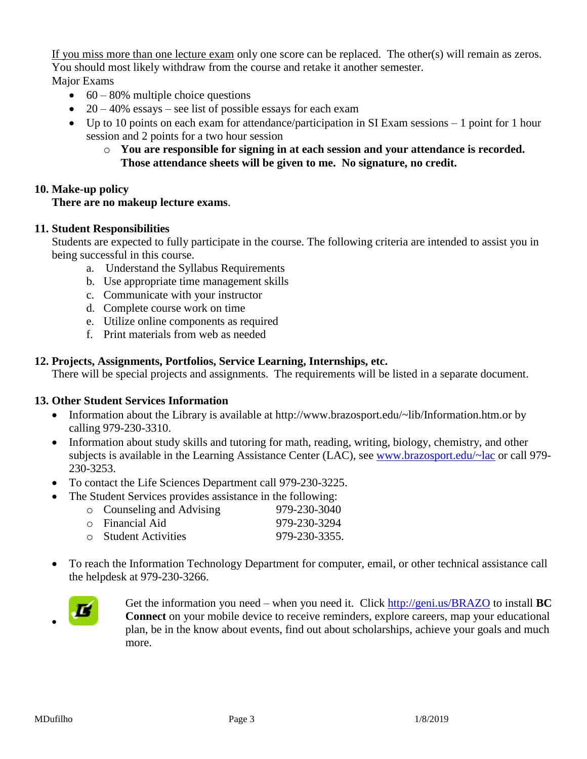If you miss more than one lecture exam only one score can be replaced. The other(s) will remain as zeros. You should most likely withdraw from the course and retake it another semester.

Major Exams

- 60 – 80% multiple choice questions
- 20 – 40% essays – see list of possible essays for each exam
- Up to 10 points on each exam for attendance/participation in SI Exam sessions – 1 point for 1 hour session and 2 points for a two hour session
  - **You are responsible for signing in at each session and your attendance is recorded. Those attendance sheets will be given to me. No signature, no credit.**

**10. Make-up policy**

**There are no makeup lecture exams**.

**11. Student Responsibilities**

Students are expected to fully participate in the course. The following criteria are intended to assist you in being successful in this course.

a. Understand the Syllabus Requirements
b. Use appropriate time management skills
c. Communicate with your instructor
d. Complete course work on time
e. Utilize online components as required
f. Print materials from web as needed

**12. Projects, Assignments, Portfolios, Service Learning, Internships, etc.**

There will be special projects and assignments. The requirements will be listed in a separate document.

**13. Other Student Services Information**

- Information about the Library is available at http://www.brazosport.edu/~lib/Information.htm.or by calling 979-230-3310.
- Information about study skills and tutoring for math, reading, writing, biology, chemistry, and other subjects is available in the Learning Assistance Center (LAC), see www.brazosport.edu/~lac or call 979-230-3253.
- To contact the Life Sciences Department call 979-230-3225.
- The Student Services provides assistance in the following:
  - Counseling and Advising 979-230-3040
  - Financial Aid 979-230-3294
  - Student Activities 979-230-3355.
- To reach the Information Technology Department for computer, email, or other technical assistance call the helpdesk at 979-230-3266.
- Get the information you need – when you need it. Click http://geni.us/BRAZO to install **BC Connect** on your mobile device to receive reminders, explore careers, map your educational plan, be in the know about events, find out about scholarships, achieve your goals and much more.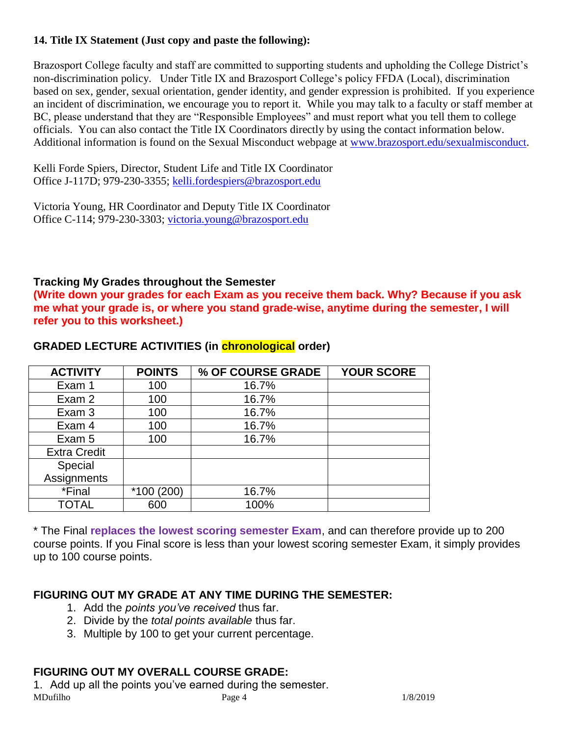**14. Title IX Statement (Just copy and paste the following):**

Brazosport College faculty and staff are committed to supporting students and upholding the College District's non-discrimination policy. Under Title IX and Brazosport College's policy FFDA (Local), discrimination based on sex, gender, sexual orientation, gender identity, and gender expression is prohibited. If you experience an incident of discrimination, we encourage you to report it. While you may talk to a faculty or staff member at BC, please understand that they are "Responsible Employees" and must report what you tell them to college officials. You can also contact the Title IX Coordinators directly by using the contact information below. Additional information is found on the Sexual Misconduct webpage at www.brazosport.edu/sexualmisconduct.

Kelli Forde Spiers, Director, Student Life and Title IX Coordinator
Office J-117D; 979-230-3355; kelli.fordespiers@brazosport.edu

Victoria Young, HR Coordinator and Deputy Title IX Coordinator
Office C-114; 979-230-3303; victoria.young@brazosport.edu

**Tracking My Grades throughout the Semester**
**(Write down your grades for each Exam as you receive them back. Why? Because if you ask me what your grade is, or where you stand grade-wise, anytime during the semester, I will refer you to this worksheet.)**

**GRADED LECTURE ACTIVITIES (in chronological order)**

| ACTIVITY | POINTS | % OF COURSE GRADE | YOUR SCORE |
|---|---|---|---|
| Exam 1 | 100 | 16.7% | |
| Exam 2 | 100 | 16.7% | |
| Exam 3 | 100 | 16.7% | |
| Exam 4 | 100 | 16.7% | |
| Exam 5 | 100 | 16.7% | |
| Extra Credit | | | |
| Special Assignments | | | |
| *Final | *100 (200) | 16.7% | |
| TOTAL | 600 | 100% | |

* The Final **replaces the lowest scoring semester Exam**, and can therefore provide up to 200 course points. If you Final score is less than your lowest scoring semester Exam, it simply provides up to 100 course points.

**FIGURING OUT MY GRADE AT ANY TIME DURING THE SEMESTER:**

1. Add the *points you've received* thus far.
2. Divide by the *total points available* thus far.
3. Multiple by 100 to get your current percentage.

**FIGURING OUT MY OVERALL COURSE GRADE:**

1. Add up all the points you've earned during the semester.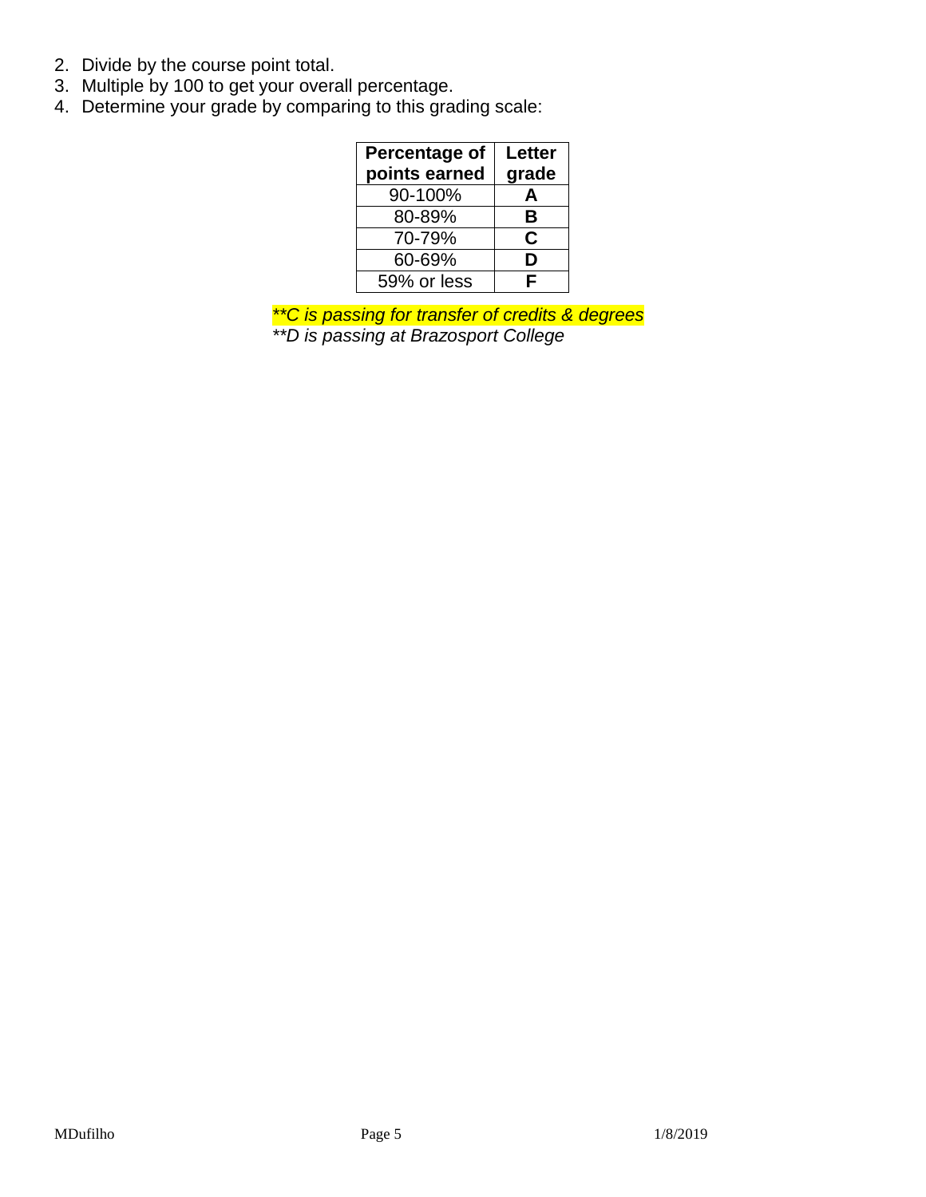2. Divide by the course point total.
3. Multiple by 100 to get your overall percentage.
4. Determine your grade by comparing to this grading scale:

| Percentage of points earned | Letter grade |
|---|---|
| 90-100% | **A** |
| 80-89% | **B** |
| 70-79% | **C** |
| 60-69% | **D** |
| 59% or less | **F** |

*\*\*C is passing for transfer of credits & degrees*
*\*\*D is passing at Brazosport College*